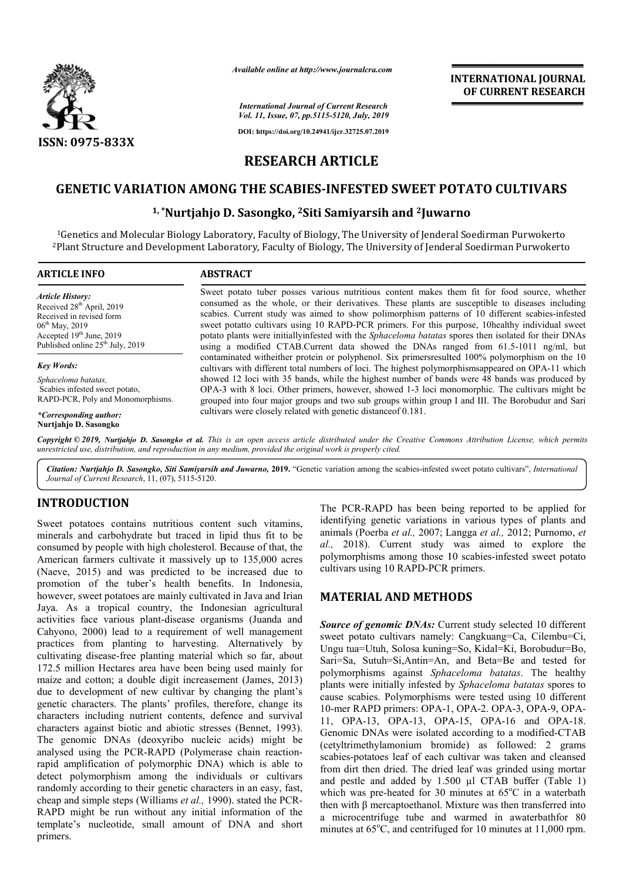ISSN: 0975-833X

*Available online at http://www.journalcra.com*

*International Journal of Current Research*
*Vol. 11, Issue, 07, pp.5115-5120, July, 2019*

**DOI: https://doi.org/10.24941/ijcr.32725.07.2019**

**INTERNATIONAL JOURNAL OF CURRENT RESEARCH**

# RESEARCH ARTICLE

# GENETIC VARIATION AMONG THE SCABIES-INFESTED SWEET POTATO CULTIVARS

**[1,*]Nurtjahjo D. Sasongko, [2]Siti Samiyarsih and [2]Juwarno**

[1]Genetics and Molecular Biology Laboratory, Faculty of Biology, The University of Jenderal Soedirman Purwokerto
[2]Plant Structure and Development Laboratory, Faculty of Biology, The University of Jenderal Soedirman Purwokerto

**ARTICLE INFO**

*Article History:*
Received 28th April, 2019
Received in revised form
06th May, 2019
Accepted 19th June, 2019
Published online 25th July, 2019

*Key Words:*
*Sphaceloma batatas,*
Scabies infested sweet potato,
RAPD-PCR, Poly and Monomorphisms.

***Corresponding author:***
**Nurtjahjo D. Sasongko**

**ABSTRACT**

Sweet potato tuber posses various nutritious content makes them fit for food source, whether consumed as the whole, or their derivatives. These plants are susceptible to diseases including scabies. Current study was aimed to show polimorphism patterns of 10 different scabies-infested sweet potatto cultivars using 10 RAPD-PCR primers. For this purpose, 10healthy individual sweet potato plants were initiallyinfested with the *Sphaceloma batatas* spores then isolated for their DNAs using a modified CTAB.Current data showed the DNAs ranged from 61.5-1011 ng/ml, but contaminated witheither protein or polyphenol. Six primersresulted 100% polymorphism on the 10 cultivars with different total numbers of loci. The highest polymorphismsappeared on OPA-11 which showed 12 loci with 35 bands, while the highest number of bands were 48 bands was produced by OPA-3 with 8 loci. Other primers, however, showed 1-3 loci monomorphic. The cultivars might be grouped into four major groups and two sub groups within group I and III. The Borobudur and Sari cultivars were closely related with genetic distanceof 0.181.

*Copyright © 2019, Nurtjahjo D. Sasongko et al. This is an open access article distributed under the Creative Commons Attribution License, which permits unrestricted use, distribution, and reproduction in any medium, provided the original work is properly cited.*

***Citation:*** *Nurtjahjo D. Sasongko, Siti Samiyarsih and Juwarno,* **2019.** "Genetic variation among the scabies-infested sweet potato cultivars", *International Journal of Current Research*, 11, (07), 5115-5120.

## INTRODUCTION

Sweet potatoes contains nutritious content such vitamins, minerals and carbohydrate but traced in lipid thus fit to be consumed by people with high cholesterol. Because of that, the American farmers cultivate it massively up to 135,000 acres (Naeve, 2015) and was predicted to be increased due to promotion of the tuber's health benefits. In Indonesia, however, sweet potatoes are mainly cultivated in Java and Irian Jaya. As a tropical country, the Indonesian agricultural activities face various plant-disease organisms (Juanda and Cahyono, 2000) lead to a requirement of well management practices from planting to harvesting. Alternatively by cultivating disease-free planting material which so far, about 172.5 million Hectares area have been being used mainly for maize and cotton; a double digit increasement (James, 2013) due to development of new cultivar by changing the plant's genetic characters. The plants' profiles, therefore, change its characters including nutrient contents, defence and survival characters against biotic and abiotic stresses (Bennet, 1993). The genomic DNAs (deoxyribo nucleic acids) might be analysed using the PCR-RAPD (Polymerase chain reaction-rapid amplification of polymorphic DNA) which is able to detect polymorphism among the individuals or cultivars randomly according to their genetic characters in an easy, fast, cheap and simple steps (Williams *et al.,* 1990). stated the PCR-RAPD might be run without any initial information of the template's nucleotide, small amount of DNA and short primers.

The PCR-RAPD has been being reported to be applied for identifying genetic variations in various types of plants and animals (Poerba *et al.,* 2007; Langga *et al.,* 2012; Purnomo, *et al.,* 2018). Current study was aimed to explore the polymorphisms among those 10 scabies-infested sweet potato cultivars using 10 RAPD-PCR primers.

## MATERIAL AND METHODS

***Source of genomic DNAs:*** Current study selected 10 different sweet potato cultivars namely: Cangkuang=Ca, Cilembu=Ci, Ungu tua=Utuh, Solosa kuning=So, Kidal=Ki, Borobudur=Bo, Sari=Sa, Sutuh=Si,Antin=An, and Beta=Be and tested for polymorphisms against *Sphaceloma batatas*. The healthy plants were initially infested by *Sphaceloma batatas* spores to cause scabies. Polymorphisms were tested using 10 different 10-mer RAPD primers: OPA-1, OPA-2. OPA-3, OPA-9, OPA-11, OPA-13, OPA-13, OPA-15, OPA-16 and OPA-18. Genomic DNAs were isolated according to a modified-CTAB (cetyltrimethylamonium bromide) as followed: 2 grams scabies-potatoes leaf of each cultivar was taken and cleansed from dirt then dried. The dried leaf was grinded using mortar and pestle and added by 1.500 µl CTAB buffer (Table 1) which was pre-heated for 30 minutes at 65°C in a waterbath then with β mercaptoethanol. Mixture was then transferred into a microcentrifuge tube and warmed in awaterbathfor 80 minutes at 65°C, and centrifuged for 10 minutes at 11,000 rpm.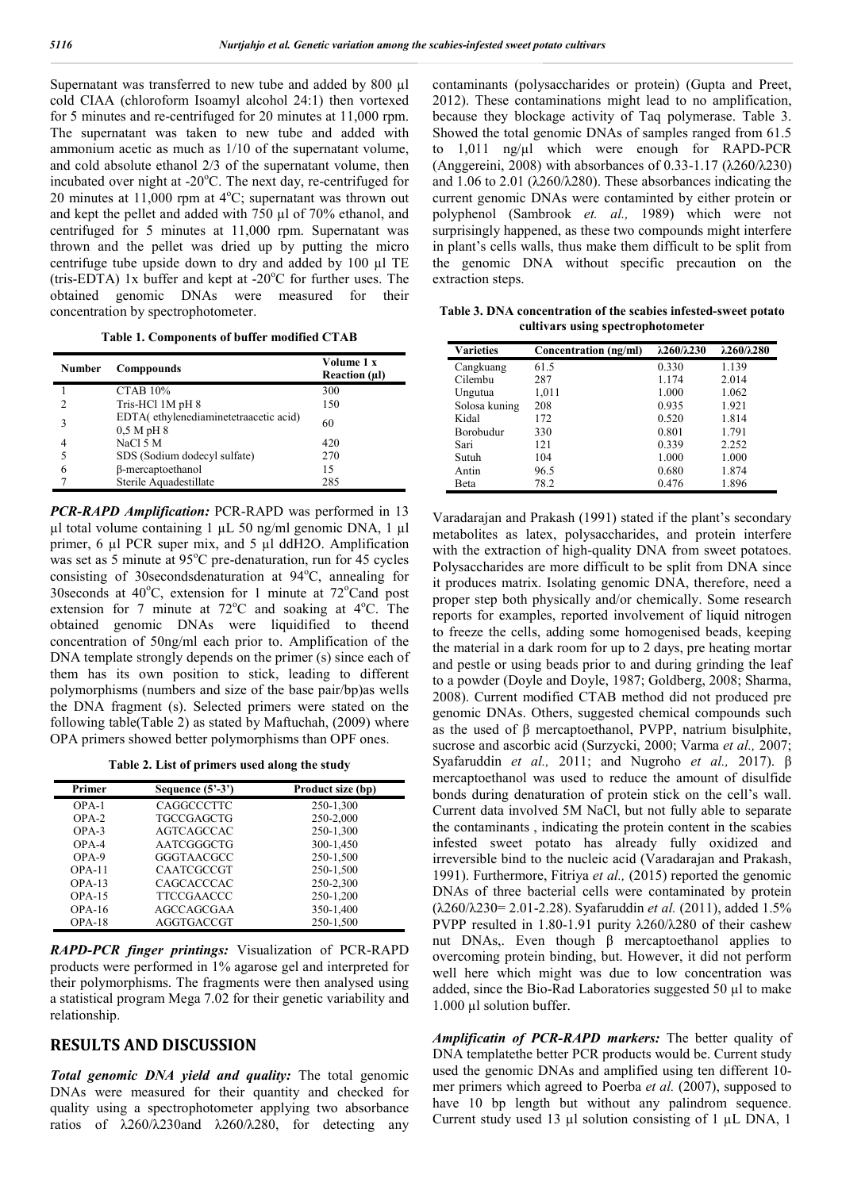Supernatant was transferred to new tube and added by 800 µl cold CIAA (chloroform Isoamyl alcohol 24:1) then vortexed for 5 minutes and re-centrifuged for 20 minutes at 11,000 rpm. The supernatant was taken to new tube and added with ammonium acetic as much as 1/10 of the supernatant volume, and cold absolute ethanol 2/3 of the supernatant volume, then incubated over night at -20°C. The next day, re-centrifuged for 20 minutes at 11,000 rpm at 4°C; supernatant was thrown out and kept the pellet and added with 750 µl of 70% ethanol, and centrifuged for 5 minutes at 11,000 rpm. Supernatant was thrown and the pellet was dried up by putting the micro centrifuge tube upside down to dry and added by 100 µl TE (tris-EDTA) 1x buffer and kept at -20°C for further uses. The obtained genomic DNAs were measured for their concentration by spectrophotometer.

**Table 1. Components of buffer modified CTAB**

| Number | Comppounds | Volume 1 x Reaction (µl) |
|---|---|---|
| 1 | CTAB 10% | 300 |
| 2 | Tris-HCl 1M pH 8 | 150 |
| 3 | EDTA( ethylenediaminetetraacetic acid) 0,5 M pH 8 | 60 |
| 4 | NaCl 5 M | 420 |
| 5 | SDS (Sodium dodecyl sulfate) | 270 |
| 6 | β-mercaptoethanol | 15 |
| 7 | Sterile Aquadestillate | 285 |

***PCR-RAPD Amplification:*** PCR-RAPD was performed in 13 µl total volume containing 1 µL 50 ng/ml genomic DNA, 1 µl primer, 6 µl PCR super mix, and 5 µl ddH2O. Amplification was set as 5 minute at 95°C pre-denaturation, run for 45 cycles consisting of 30secondsdenaturation at 94°C, annealing for 30seconds at 40°C, extension for 1 minute at 72°Cand post extension for 7 minute at 72°C and soaking at 4°C. The obtained genomic DNAs were liquidified to theend concentration of 50ng/ml each prior to. Amplification of the DNA template strongly depends on the primer (s) since each of them has its own position to stick, leading to different polymorphisms (numbers and size of the base pair/bp)as wells the DNA fragment (s). Selected primers were stated on the following table(Table 2) as stated by Maftuchah, (2009) where OPA primers showed better polymorphisms than OPF ones.

**Table 2. List of primers used along the study**

| Primer | Sequence (5'-3') | Product size (bp) |
|---|---|---|
| OPA-1 | CAGGCCCTTC | 250-1,300 |
| OPA-2 | TGCCGAGCTG | 250-2,000 |
| OPA-3 | AGTCAGCCAC | 250-1,300 |
| OPA-4 | AATCGGGCTG | 300-1,450 |
| OPA-9 | GGGTAACGCC | 250-1,500 |
| OPA-11 | CAATCGCCGT | 250-1,500 |
| OPA-13 | CAGCACCCAC | 250-2,300 |
| OPA-15 | TTCCGAACCC | 250-1,200 |
| OPA-16 | AGCCAGCGAA | 350-1,400 |
| OPA-18 | AGGTGACCGT | 250-1,500 |

***RAPD-PCR finger printings:*** Visualization of PCR-RAPD products were performed in 1% agarose gel and interpreted for their polymorphisms. The fragments were then analysed using a statistical program Mega 7.02 for their genetic variability and relationship.

## RESULTS AND DISCUSSION

***Total genomic DNA yield and quality:*** The total genomic DNAs were measured for their quantity and checked for quality using a spectrophotometer applying two absorbance ratios of λ260/λ230and λ260/λ280, for detecting any contaminants (polysaccharides or protein) (Gupta and Preet, 2012). These contaminations might lead to no amplification, because they blockage activity of Taq polymerase. Table 3. Showed the total genomic DNAs of samples ranged from 61.5 to 1,011 ng/µl which were enough for RAPD-PCR (Anggereini, 2008) with absorbances of 0.33-1.17 (λ260/λ230) and 1.06 to 2.01 (λ260/λ280). These absorbances indicating the current genomic DNAs were contaminted by either protein or polyphenol (Sambrook *et. al.,* 1989) which were not surprisingly happened, as these two compounds might interfere in plant's cells walls, thus make them difficult to be split from the genomic DNA without specific precaution on the extraction steps.

**Table 3. DNA concentration of the scabies infested-sweet potato cultivars using spectrophotometer**

| Varieties | Concentration (ng/ml) | λ260/λ230 | λ260/λ280 |
|---|---|---|---|
| Cangkuang | 61.5 | 0.330 | 1.139 |
| Cilembu | 287 | 1.174 | 2.014 |
| Ungutua | 1,011 | 1.000 | 1.062 |
| Solosa kuning | 208 | 0.935 | 1.921 |
| Kidal | 172 | 0.520 | 1.814 |
| Borobudur | 330 | 0.801 | 1.791 |
| Sari | 121 | 0.339 | 2.252 |
| Sutuh | 104 | 1.000 | 1.000 |
| Antin | 96.5 | 0.680 | 1.874 |
| Beta | 78.2 | 0.476 | 1.896 |

Varadarajan and Prakash (1991) stated if the plant's secondary metabolites as latex, polysaccharides, and protein interfere with the extraction of high-quality DNA from sweet potatoes. Polysaccharides are more difficult to be split from DNA since it produces matrix. Isolating genomic DNA, therefore, need a proper step both physically and/or chemically. Some research reports for examples, reported involvement of liquid nitrogen to freeze the cells, adding some homogenised beads, keeping the material in a dark room for up to 2 days, pre heating mortar and pestle or using beads prior to and during grinding the leaf to a powder (Doyle and Doyle, 1987; Goldberg, 2008; Sharma, 2008). Current modified CTAB method did not produced pre genomic DNAs. Others, suggested chemical compounds such as the used of β mercaptoethanol, PVPP, natrium bisulphite, sucrose and ascorbic acid (Surzycki, 2000; Varma *et al.,* 2007; Syafaruddin *et al.,* 2011; and Nugroho *et al.,* 2017). β mercaptoethanol was used to reduce the amount of disulfide bonds during denaturation of protein stick on the cell's wall. Current data involved 5M NaCl, but not fully able to separate the contaminants , indicating the protein content in the scabies infested sweet potato has already fully oxidized and irreversible bind to the nucleic acid (Varadarajan and Prakash, 1991). Furthermore, Fitriya *et al.,* (2015) reported the genomic DNAs of three bacterial cells were contaminated by protein (λ260/λ230= 2.01-2.28). Syafaruddin *et al.* (2011), added 1.5% PVPP resulted in 1.80-1.91 purity λ260/λ280 of their cashew nut DNAs,. Even though β mercaptoethanol applies to overcoming protein binding, but. However, it did not perform well here which might was due to low concentration was added, since the Bio-Rad Laboratories suggested 50 µl to make 1.000 µl solution buffer.

***Amplificatin of PCR-RAPD markers:*** The better quality of DNA templatethe better PCR products would be. Current study used the genomic DNAs and amplified using ten different 10-mer primers which agreed to Poerba *et al.* (2007), supposed to have 10 bp length but without any palindrom sequence. Current study used 13 µl solution consisting of 1 µL DNA, 1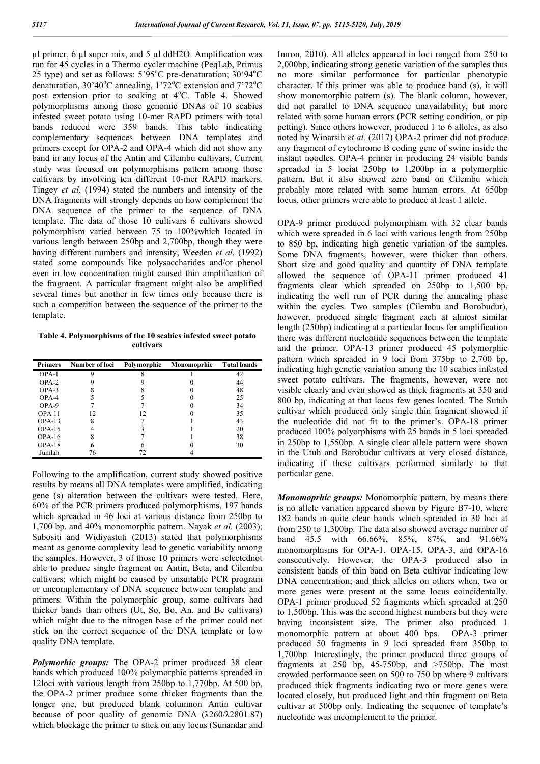µl primer, 6 µl super mix, and 5 µl ddH2O. Amplification was run for 45 cycles in a Thermo cycler machine (PeqLab, Primus 25 type) and set as follows: 5'95°C pre-denaturation; 30'94°C denaturation, 30'40°C annealing, 1'72°C extension and 7'72°C post extension prior to soaking at 4°C. Table 4. Showed polymorphisms among those genomic DNAs of 10 scabies infested sweet potato using 10-mer RAPD primers with total bands reduced were 359 bands. This table indicating complementary sequences between DNA templates and primers except for OPA-2 and OPA-4 which did not show any band in any locus of the Antin and Cilembu cultivars. Current study was focused on polymorphisms pattern among those cultivars by involving ten different 10-mer RAPD markers. Tingey *et al.* (1994) stated the numbers and intensity of the DNA fragments will strongly depends on how complement the DNA sequence of the primer to the sequence of DNA template. The data of those 10 cultivars 6 cultivars showed polymorphism varied between 75 to 100%which located in various length between 250bp and 2,700bp, though they were having different numbers and intensity, Weeden *et al.* (1992) stated some compounds like polysaccharides and/or phenol even in low concentration might caused thin amplification of the fragment. A particular fragment might also be amplified several times but another in few times only because there is such a competition between the sequence of the primer to the template.

**Table 4. Polymorphisms of the 10 scabies infested sweet potato cultivars**

| Primers | Number of loci | Polymorphic | Monomoprhic | Total bands |
|---|---|---|---|---|
| OPA-1 | 9 | 8 | 1 | 42 |
| OPA-2 | 9 | 9 | 0 | 44 |
| OPA-3 | 8 | 8 | 0 | 48 |
| OPA-4 | 5 | 5 | 0 | 25 |
| OPA-9 | 7 | 7 | 0 | 34 |
| OPA 11 | 12 | 12 | 0 | 35 |
| OPA-13 | 8 | 7 | 1 | 43 |
| OPA-15 | 4 | 3 | 1 | 20 |
| OPA-16 | 8 | 7 | 1 | 38 |
| OPA-18 | 6 | 6 | 0 | 30 |
| Jumlah | 76 | 72 | 4 | |

Following to the amplification, current study showed positive results by means all DNA templates were amplified, indicating gene (s) alteration between the cultivars were tested. Here, 60% of the PCR primers produced polymorphisms, 197 bands which spreaded in 46 loci at various distance from 250bp to 1,700 bp. and 40% monomorphic pattern. Nayak *et al.* (2003); Subositi and Widiyastuti (2013) stated that polymorphisms meant as genome complexity lead to genetic variability among the samples. However, 3 of those 10 primers were selectednot able to produce single fragment on Antin, Beta, and Cilembu cultivars; which might be caused by unsuitable PCR program or uncomplementary of DNA sequence between template and primers. Within the polymorphic group, some cultivars had thicker bands than others (Ut, So, Bo, An, and Be cultivars) which might due to the nitrogen base of the primer could not stick on the correct sequence of the DNA template or low quality DNA template.

***Polymorhic groups:*** The OPA-2 primer produced 38 clear bands which produced 100% polymorphic patterns spreaded in 12loci with various length from 250bp to 1,770bp. At 500 bp, the OPA-2 primer produce some thicker fragments than the longer one, but produced blank columnon Antin cultivar because of poor quality of genomic DNA (λ260/λ2801.87) which blockage the primer to stick on any locus (Sunandar and Imron, 2010). All alleles appeared in loci ranged from 250 to 2,000bp, indicating strong genetic variation of the samples thus no more similar performance for particular phenotypic character. If this primer was able to produce band (s), it will show monomorphic pattern (s). The blank column, however, did not parallel to DNA sequence unavailability, but more related with some human errors (PCR setting condition, or pip petting). Since others however, produced 1 to 6 alleles, as also noted by Winarsih *et al.* (2017) OPA-2 primer did not produce any fragment of cytochrome B coding gene of swine inside the instant noodles. OPA-4 primer in producing 24 visible bands spreaded in 5 lociat 250bp to 1,200bp in a polymorphic pattern. But it also showed zero band on Cilembu which probably more related with some human errors. At 650bp locus, other primers were able to produce at least 1 allele.

OPA-9 primer produced polymorphism with 32 clear bands which were spreaded in 6 loci with various length from 250bp to 850 bp, indicating high genetic variation of the samples. Some DNA fragments, however, were thicker than others. Short size and good quality and quantity of DNA template allowed the sequence of OPA-11 primer produced 41 fragments clear which spreaded on 250bp to 1,500 bp, indicating the well run of PCR during the annealing phase within the cycles. Two samples (Cilembu and Borobudur), however, produced single fragment each at almost similar length (250bp) indicating at a particular locus for amplification there was different nucleotide sequences between the template and the primer. OPA-13 primer produced 45 polymorphic pattern which spreaded in 9 loci from 375bp to 2,700 bp, indicating high genetic variation among the 10 scabies infested sweet potato cultivars. The fragments, however, were not visible clearly and even showed as thick fragments at 350 and 800 bp, indicating at that locus few genes located. The Sutuh cultivar which produced only single thin fragment showed if the nucleotide did not fit to the primer's. OPA-18 primer produced 100% polyorphisms with 25 bands in 5 loci spreaded in 250bp to 1,550bp. A single clear allele pattern were shown in the Utuh and Borobudur cultivars at very closed distance, indicating if these cultivars performed similarly to that particular gene.

***Monomoprhic groups:*** Monomorphic pattern, by means there is no allele variation appeared shown by Figure B7-10, where 182 bands in quite clear bands which spreaded in 30 loci at from 250 to 1,300bp. The data also showed average number of band 45.5 with 66.66%, 85%, 87%, and 91.66% monomorphisms for OPA-1, OPA-15, OPA-3, and OPA-16 consecutively. However, the OPA-3 produced also in consistent bands of thin band on Beta cultivar indicating low DNA concentration; and thick alleles on others when, two or more genes were present at the same locus coincidentally. OPA-1 primer produced 52 fragments which spreaded at 250 to 1,500bp. This was the second highest numbers but they were having inconsistent size. The primer also produced 1 monomorphic pattern at about 400 bps. OPA-3 primer produced 50 fragments in 9 loci spreaded from 350bp to 1,700bp. Interestingly, the primer produced three groups of fragments at 250 bp, 45-750bp, and >750bp. The most crowded performance seen on 500 to 750 bp where 9 cultivars produced thick fragments indicating two or more genes were located closely, but produced light and thin fragment on Beta cultivar at 500bp only. Indicating the sequence of template's nucleotide was incomplement to the primer.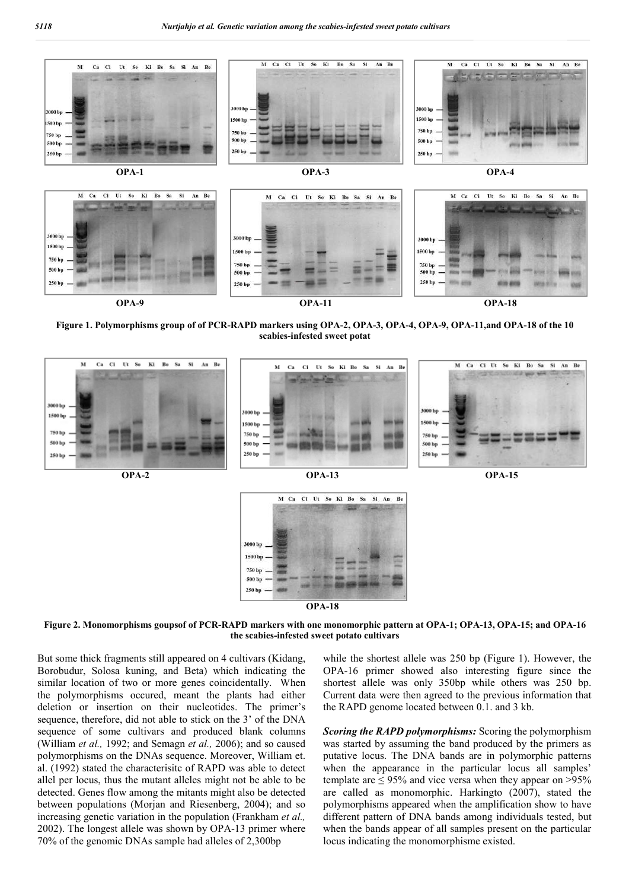M Ca Ci Ut So Ki Bo Sa Si An Be

3000 bp
1500 bp
750 bp
500 bp
250 bp

OPA-1

OPA-3

OPA-4

OPA-9

OPA-11

OPA-18

**Figure 1. Polymorphisms group of of PCR-RAPD markers using OPA-2, OPA-3, OPA-4, OPA-9, OPA-11,and OPA-18 of the 10 scabies-infested sweet potat**

OPA-2

OPA-13

OPA-15

OPA-18

**Figure 2. Monomorphisms goupsof of PCR-RAPD markers with one monomorphic pattern at OPA-1; OPA-13, OPA-15; and OPA-16 the scabies-infested sweet potato cultivars**

But some thick fragments still appeared on 4 cultivars (Kidang, Borobudur, Solosa kuning, and Beta) which indicating the similar location of two or more genes coincidentally. When the polymorphisms occured, meant the plants had either deletion or insertion on their nucleotides. The primer's sequence, therefore, did not able to stick on the 3' of the DNA sequence of some cultivars and produced blank columns (William *et al.,* 1992; and Semagn *et al.,* 2006); and so caused polymorphisms on the DNAs sequence. Moreover, William et. al. (1992) stated the characterisitc of RAPD was able to detect allel per locus, thus the mutant alleles might not be able to be detected. Genes flow among the mitants might also be detected between populations (Morjan and Riesenberg, 2004); and so increasing genetic variation in the population (Frankham *et al.,* 2002). The longest allele was shown by OPA-13 primer where 70% of the genomic DNAs sample had alleles of 2,300bp while the shortest allele was 250 bp (Figure 1). However, the OPA-16 primer showed also interesting figure since the shortest allele was only 350bp while others was 250 bp. Current data were then agreed to the previous information that the RAPD genome located between 0.1. and 3 kb.

***Scoring the RAPD polymorphisms:*** Scoring the polymorphism was started by assuming the band produced by the primers as putative locus. The DNA bands are in polymorphic patterns when the appearance in the particular locus all samples' template are ≤ 95% and vice versa when they appear on >95% are called as monomorphic. Harkingto (2007), stated the polymorphisms appeared when the amplification show to have different pattern of DNA bands among individuals tested, but when the bands appear of all samples present on the particular locus indicating the monomorphisme existed.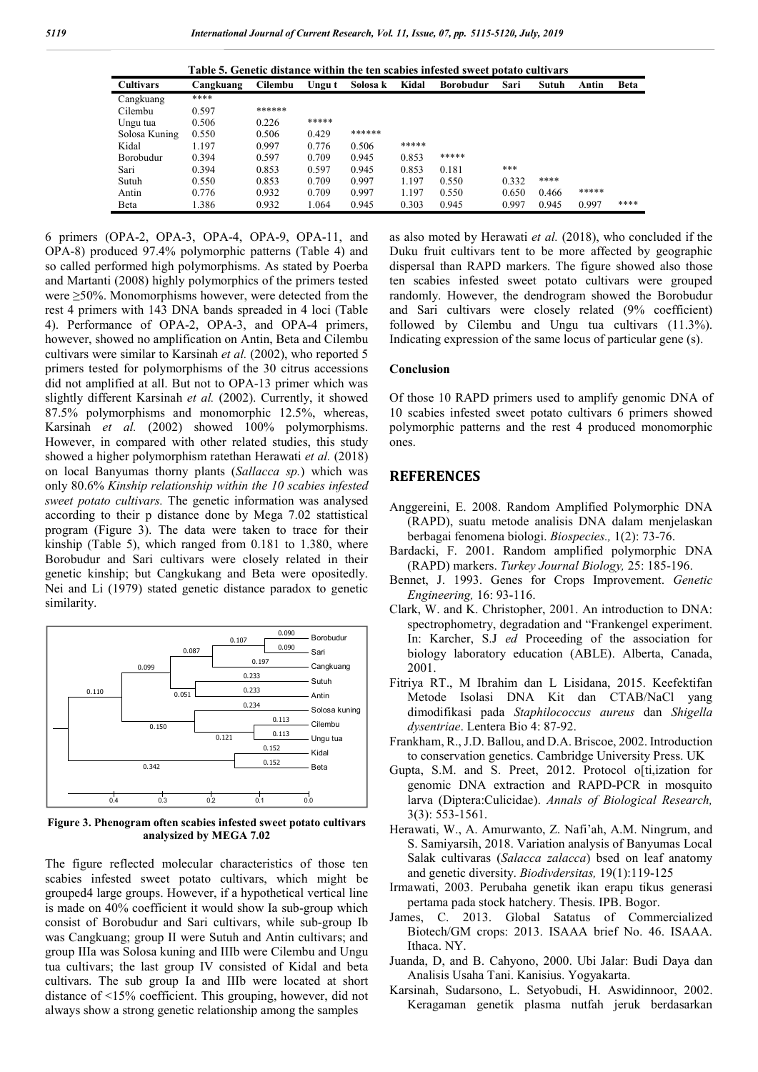**Table 5. Genetic distance within the ten scabies infested sweet potato cultivars**

| Cultivars | Cangkuang | Cilembu | Ungu t | Solosa k | Kidal | Borobudur | Sari | Sutuh | Antin | Beta |
|---|---|---|---|---|---|---|---|---|---|---|
| Cangkuang | **** | | | | | | | | | |
| Cilembu | 0.597 | ****** | | | | | | | | |
| Ungu tua | 0.506 | 0.226 | ***** | | | | | | | |
| Solosa Kuning | 0.550 | 0.506 | 0.429 | ****** | | | | | | |
| Kidal | 1.197 | 0.997 | 0.776 | 0.506 | ***** | | | | | |
| Borobudur | 0.394 | 0.597 | 0.709 | 0.945 | 0.853 | ***** | | | | |
| Sari | 0.394 | 0.853 | 0.597 | 0.945 | 0.853 | 0.181 | *** | | | |
| Sutuh | 0.550 | 0.853 | 0.709 | 0.997 | 1.197 | 0.550 | 0.332 | **** | | |
| Antin | 0.776 | 0.932 | 0.709 | 0.997 | 1.197 | 0.550 | 0.650 | 0.466 | ***** | |
| Beta | 1.386 | 0.932 | 1.064 | 0.945 | 0.303 | 0.945 | 0.997 | 0.945 | 0.997 | **** |

6 primers (OPA-2, OPA-3, OPA-4, OPA-9, OPA-11, and OPA-8) produced 97.4% polymorphic patterns (Table 4) and so called performed high polymorphisms. As stated by Poerba and Martanti (2008) highly polymorphics of the primers tested were ≥50%. Monomorphisms however, were detected from the rest 4 primers with 143 DNA bands spreaded in 4 loci (Table 4). Performance of OPA-2, OPA-3, and OPA-4 primers, however, showed no amplification on Antin, Beta and Cilembu cultivars were similar to Karsinah *et al.* (2002), who reported 5 primers tested for polymorphisms of the 30 citrus accessions did not amplified at all. But not to OPA-13 primer which was slightly different Karsinah *et al.* (2002). Currently, it showed 87.5% polymorphisms and monomorphic 12.5%, whereas, Karsinah *et al.* (2002) showed 100% polymorphisms. However, in compared with other related studies, this study showed a higher polymorphism ratethan Herawati *et al.* (2018) on local Banyumas thorny plants (*Sallacca sp.*) which was only 80.6% *Kinship relationship within the 10 scabies infested sweet potato cultivars.* The genetic information was analysed according to their p distance done by Mega 7.02 stattistical program (Figure 3). The data were taken to trace for their kinship (Table 5), which ranged from 0.181 to 1.380, where Borobudur and Sari cultivars were closely related in their genetic kinship; but Cangkukang and Beta were opositedly. Nei and Li (1979) stated genetic distance paradox to genetic similarity.

0.090
0.107
Borobudur
0.090
Sari
0.087
0.197
Cangkuang
0.099
0.233
Sutuh
0.110
0.051
0.233
Antin
0.234
Solosa kuning
0.113
Cilembu
0.150
0.113
0.121
Ungu tua
0.152
Kidal
0.342
0.152
Beta
0.4 0.3 0.2 0.1 0.0

**Figure 3. Phenogram often scabies infested sweet potato cultivars analysized by MEGA 7.02**

The figure reflected molecular characteristics of those ten scabies infested sweet potato cultivars, which might be grouped4 large groups. However, if a hypothetical vertical line is made on 40% coefficient it would show Ia sub-group which consist of Borobudur and Sari cultivars, while sub-group Ib was Cangkuang; group II were Sutuh and Antin cultivars; and group IIIa was Solosa kuning and IIIb were Cilembu and Ungu tua cultivars; the last group IV consisted of Kidal and beta cultivars. The sub group Ia and IIIb were located at short distance of <15% coefficient. This grouping, however, did not always show a strong genetic relationship among the samples as also moted by Herawati *et al.* (2018), who concluded if the Duku fruit cultivars tent to be more affected by geographic dispersal than RAPD markers. The figure showed also those ten scabies infested sweet potato cultivars were grouped randomly. However, the dendrogram showed the Borobudur and Sari cultivars were closely related (9% coefficient) followed by Cilembu and Ungu tua cultivars (11.3%). Indicating expression of the same locus of particular gene (s).

### Conclusion

Of those 10 RAPD primers used to amplify genomic DNA of 10 scabies infested sweet potato cultivars 6 primers showed polymorphic patterns and the rest 4 produced monomorphic ones.

## REFERENCES

Anggereini, E. 2008. Random Amplified Polymorphic DNA (RAPD), suatu metode analisis DNA dalam menjelaskan berbagai fenomena biologi. *Biospecies.,* 1(2): 73-76.

Bardacki, F. 2001. Random amplified polymorphic DNA (RAPD) markers. *Turkey Journal Biology,* 25: 185-196.

Bennet, J. 1993. Genes for Crops Improvement. *Genetic Engineering,* 16: 93-116.

Clark, W. and K. Christopher, 2001. An introduction to DNA: spectrophometry, degradation and "Frankengel experiment. In: Karcher, S.J *ed* Proceeding of the association for biology laboratory education (ABLE). Alberta, Canada, 2001.

Fitriya RT., M Ibrahim dan L Lisidana, 2015. Keefektifan Metode Isolasi DNA Kit dan CTAB/NaCl yang dimodifikasi pada *Staphilococcus aureus* dan *Shigella dysentriae*. Lentera Bio 4: 87-92.

Frankham, R., J.D. Ballou, and D.A. Briscoe, 2002. Introduction to conservation genetics. Cambridge University Press. UK

Gupta, S.M. and S. Preet, 2012. Protocol o[ti,ization for genomic DNA extraction and RAPD-PCR in mosquito larva (Diptera:Culicidae). *Annals of Biological Research,* 3(3): 553-1561.

Herawati, W., A. Amurwanto, Z. Nafi'ah, A.M. Ningrum, and S. Samiyarsih, 2018. Variation analysis of Banyumas Local Salak cultivaras (*Salacca zalacca*) bsed on leaf anatomy and genetic diversity. *Biodivdersitas,* 19(1):119-125

Irmawati, 2003. Perubaha genetik ikan erapu tikus generasi pertama pada stock hatchery. Thesis. IPB. Bogor.

James, C. 2013. Global Satatus of Commercialized Biotech/GM crops: 2013. ISAAA brief No. 46. ISAAA. Ithaca. NY.

Juanda, D, and B. Cahyono, 2000. Ubi Jalar: Budi Daya dan Analisis Usaha Tani. Kanisius. Yogyakarta.

Karsinah, Sudarsono, L. Setyobudi, H. Aswidinnoor, 2002. Keragaman genetik plasma nutfah jeruk berdasarkan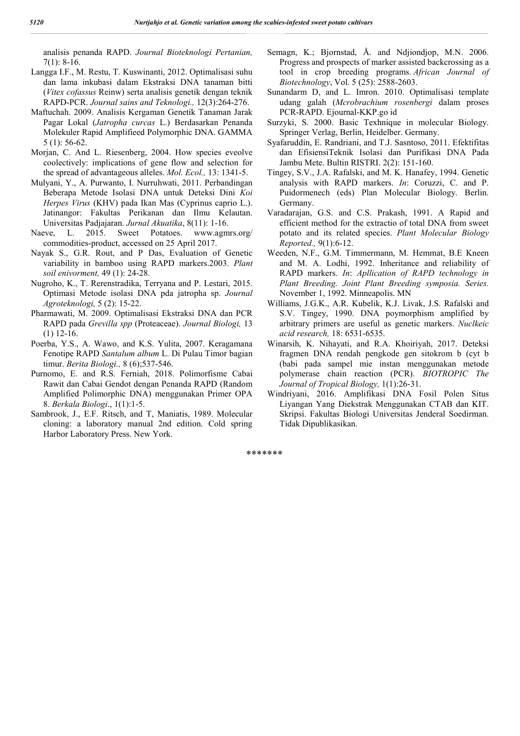analisis penanda RAPD. *Journal Bioteknologi Pertanian,* 7(1): 8-16.

Langga I.F., M. Restu, T. Kuswinanti, 2012. Optimalisasi suhu dan lama inkubasi dalam Ekstraksi DNA tanaman bitti (*Vitex cofassus* Reinw) serta analisis genetik dengan teknik RAPD-PCR. *Journal sains and Teknologi.,* 12(3):264-276.

Maftuchah. 2009. Analisis Kergaman Genetik Tanaman Jarak Pagar Lokal (*Jatropha curcas* L.) Berdasarkan Penanda Molekuler Rapid Amplifieed Polymorphic DNA. GAMMA 5 (1): 56-62.

Morjan, C. And L. Riesenberg, 2004. How species eveolve coolectively: implications of gene flow and selection for the spread of advantageous alleles. *Mol. Ecol.,* 13: 1341-5.

Mulyani, Y., A. Purwanto, I. Nurruhwati, 2011. Perbandingan Beberapa Metode Isolasi DNA untuk Deteksi Dini *Koi Herpes Virus* (KHV) pada Ikan Mas (Cyprinus caprio L.). Jatinangor: Fakultas Perikanan dan Ilmu Kelautan. Universitas Padjajaran. *Jurnal Akuatika*, 8(11): 1-16.

Naeve, L. 2015. Sweet Potatoes. www.agmrs.org/ commodities-product, accessed on 25 April 2017.

Nayak S., G.R. Rout, and P Das, Evaluation of Genetic variability in bamboo using RAPD markers.2003. *Plant soil enivorment,* 49 (1): 24-28.

Nugroho, K., T. Rerenstradika, Terryana and P. Lestari, 2015. Optimasi Metode isolasi DNA pda jatropha sp. *Journal Agroteknologi,* 5 (2): 15-22.

Pharmawati, M. 2009. Optimalisasi Ekstraksi DNA dan PCR RAPD pada *Grevilla spp* (Proteaceae). *Journal Biologi,* 13 (1) 12-16.

Poerba, Y.S., A. Wawo, and K.S. Yulita, 2007. Keragamana Fenotipe RAPD *Santalum album* L. Di Pulau Timor bagian timur. *Berita Biologi.,* 8 (6);537-546.

Purnomo, E. and R.S. Ferniah, 2018. Polimorfisme Cabai Rawit dan Cabai Gendot dengan Penanda RAPD (Random Amplified Polimorphic DNA) menggunakan Primer OPA 8. *Berkala Biologi*., 1(1):1-5.

Sambrook, J., E.F. Ritsch, and T, Maniatis, 1989. Molecular cloning: a laboratory manual 2nd edition. Cold spring Harbor Laboratory Press. New York.

Semagn, K.; Bjornstad, Å. and Ndjiondjop, M.N. 2006. Progress and prospects of marker assisted backcrossing as a tool in crop breeding programs. *African Journal of Biotechnology*, Vol. 5 (25): 2588-2603.

Sunandarm D, and L. Imron. 2010. Optimalisasi template udang galah (*Mcrobrachium rosenbergi* dalam proses PCR-RAPD. Ejournal-KKP.go id

Surzyki, S. 2000. Basic Texhnique in molecular Biology. Springer Verlag, Berlin, Heidelber. Germany.

Syafaruddin, E. Randriani, and T.J. Sasntoso, 2011. Efektifitas dan EfisiensiTeknik Isolasi dan Purifikasi DNA Pada Jambu Mete. Bultin RISTRI. 2(2): 151-160.

Tingey, S.V., J.A. Rafalski, and M. K. Hanafey, 1994. Genetic analysis with RAPD markers. *In*: Coruzzi, C. and P. Puidormenech (eds) Plan Molecular Biology. Berlin. Germany.

Varadarajan, G.S. and C.S. Prakash, 1991. A Rapid and efficient method for the extractio of total DNA from sweet potato and its related species. *Plant Molecular Biology Reported.,* 9(1):6-12.

Weeden, N.F., G.M. Timmermann, M. Hemmat, B.E Kneen and M. A. Lodhi, 1992. Inheritance and reliability of RAPD markers. *In*: *Apllication of RAPD technology in Plant Breeding. Joint Plant Breeding symposia. Series.* November 1, 1992. Minneapolis. MN

Williams, J.G.K., A.R. Kubelik, K.J. Livak, J.S. Rafalski and S.V. Tingey, 1990. DNA poymorphism amplified by arbitrary primers are useful as genetic markers. *Nuclkeic acid research,* 18: 6531-6535.

Winarsih, K. Nihayati, and R.A. Khoiriyah, 2017. Deteksi fragmen DNA rendah pengkode gen sitokrom b (cyt b (babi pada sampel mie instan menggunakan metode polymerase chain reaction (PCR). *BIOTROPIC The Journal of Tropical Biology,* 1(1):26-31.

Windriyani, 2016. Amplifikasi DNA Fosil Polen Situs Liyangan Yang Diekstrak Menggunakan CTAB dan KIT. Skripsi. Fakultas Biologi Universitas Jenderal Soedirman. Tidak Dipublikasikan.

*******